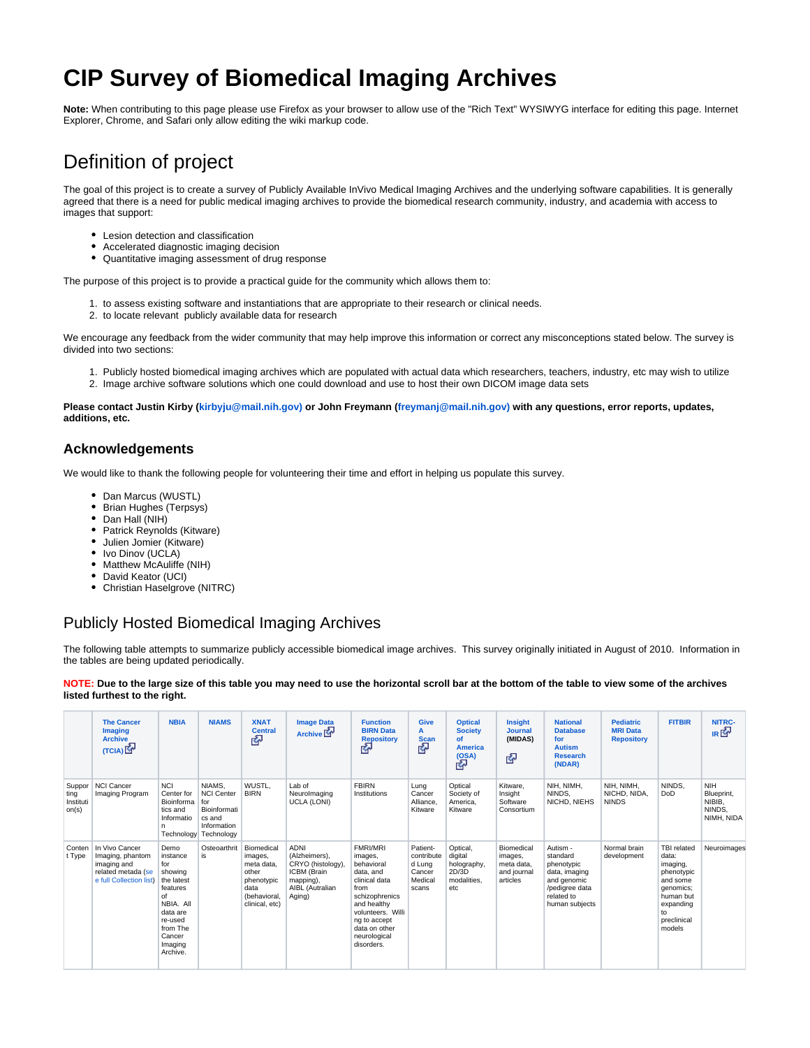# CIP Survey of Biomedical Imaging Archives

**Note:** When contributing to this page please use Firefox as your browser to allow use of the "Rich Text" WYSIWYG interface for editing this page. Internet Explorer, Chrome, and Safari only allow editing the wiki markup code.

# Definition of project

The goal of this project is to create a survey of Publicly Available InVivo Medical Imaging Archives and the underlying software capabilities. It is generally agreed that there is a need for public medical imaging archives to provide the biomedical research community, industry, and academia with access to images that support:

- Lesion detection and classification
- Accelerated diagnostic imaging decision
- Quantitative imaging assessment of drug response

The purpose of this project is to provide a practical guide for the community which allows them to:

1. to assess existing software and instantiations that are appropriate to their research or clinical needs.
2. to locate relevant publicly available data for research

We encourage any feedback from the wider community that may help improve this information or correct any misconceptions stated below. The survey is divided into two sections:

1. Publicly hosted biomedical imaging archives which are populated with actual data which researchers, teachers, industry, etc may wish to utilize
2. Image archive software solutions which one could download and use to host their own DICOM image data sets

**Please contact Justin Kirby (kirbyju@mail.nih.gov) or John Freymann (freymanj@mail.nih.gov) with any questions, error reports, updates, additions, etc.**

## Acknowledgements

We would like to thank the following people for volunteering their time and effort in helping us populate this survey.

- Dan Marcus (WUSTL)
- Brian Hughes (Terpsys)
- Dan Hall (NIH)
- Patrick Reynolds (Kitware)
- Julien Jomier (Kitware)
- Ivo Dinov (UCLA)
- Matthew McAuliffe (NIH)
- David Keator (UCI)
- Christian Haselgrove (NITRC)

# Publicly Hosted Biomedical Imaging Archives

The following table attempts to summarize publicly accessible biomedical image archives. This survey originally initiated in August of 2010. Information in the tables are being updated periodically.

**NOTE: Due to the large size of this table you may need to use the horizontal scroll bar at the bottom of the table to view some of the archives listed furthest to the right.**

| | The Cancer Imaging Archive (TCIA) | NBIA | NIAMS | XNAT Central | Image Data Archive | Function BIRN Data Repository | Give A Scan | Optical Society of America (OSA) | Insight Journal (MIDAS) | National Database for Autism Research (NDAR) | Pediatric MRI Data Repository | FITBIR | NITRC-IR |
|---|---|---|---|---|---|---|---|---|---|---|---|---|---|
| Supporting Institution(s) | NCI Cancer Imaging Program | NCI Center for Bioinformatics and Information Technology | NIAMS, NCI Center for Bioinformatics and Information Technology | WUSTL, BIRN | Lab of NeuroImaging UCLA (LONI) | FBIRN Institutions | Lung Cancer Alliance, Kitware | Optical Society of America, Kitware | Kitware, Insight Software Consortium | NIH, NIMH, NINDS, NICHD, NIEHS | NIH, NIMH, NICHD, NIDA, NINDS | NINDS, DoD | NIH Blueprint, NIBIB, NINDS, NIMH, NIDA |
| Content Type | In Vivo Cancer Imaging, phantom imaging and related metada (see full Collection list) | Demo instance for showing the latest features of NBIA. All data are re-used from The Cancer Imaging Archive. | Osteoarthritis | Biomedical images, meta data, other phenotypic data (behavioral, clinical, etc) | ADNI (Alzheimers), CRYO (histology), ICBM (Brain mapping), AIBL (Autralian Aging) | FMRI/MRI images, behavioral data, and clinical data from schizophrenics and healthy volunteers. Willing to accept data on other neurological disorders. | Patient-contributed Lung Cancer Medical scans | Optical, digital holography, 2D/3D modalities, etc | Biomedical images, meta data, and journal articles | Autism - standard phenotypic data, imaging and genomic /pedigree data related to human subjects | Normal brain development | TBI related data: imaging, phenotypic and some genomics; human but expanding to preclinical models | Neuroimages |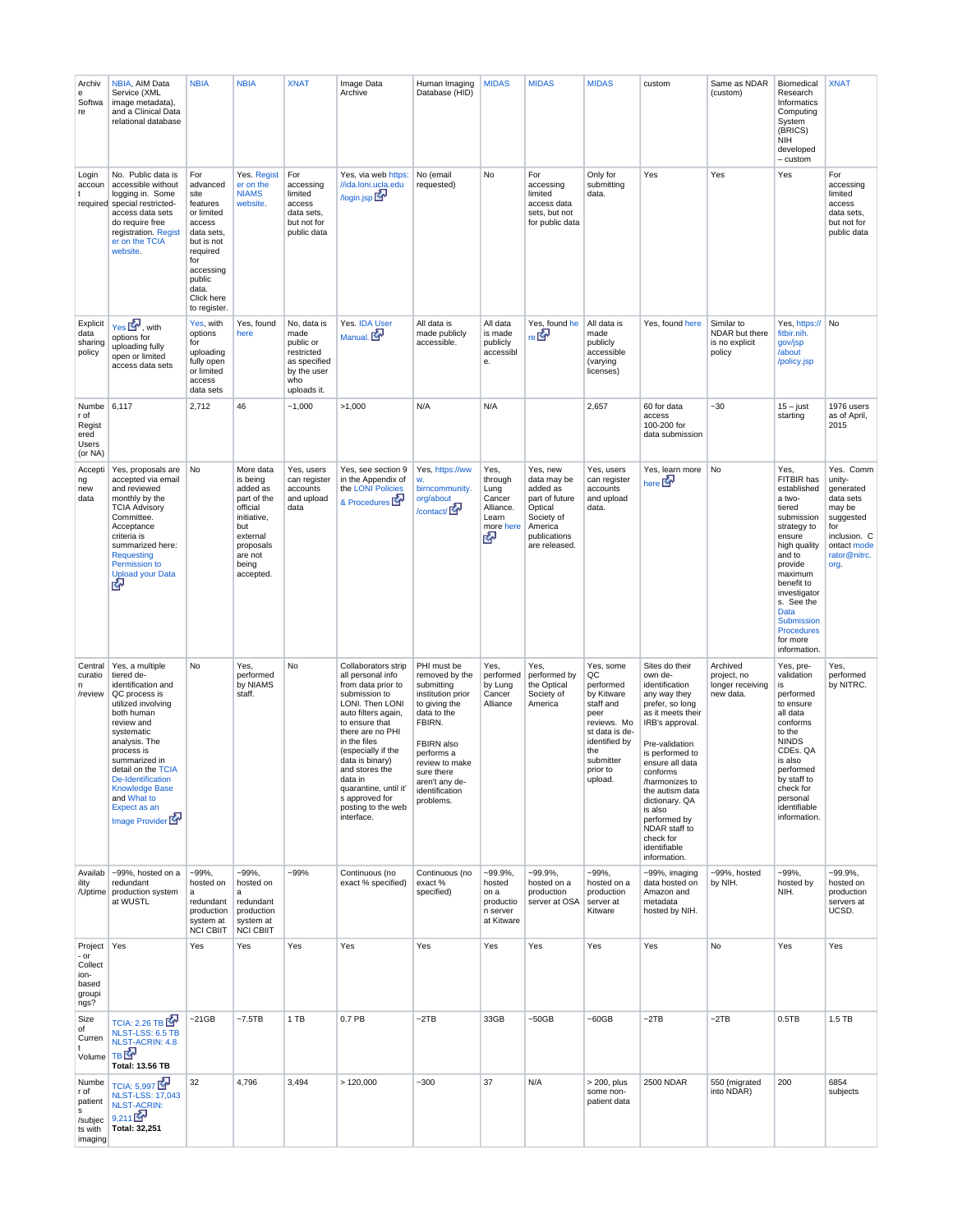| Archive Software | NBIA, AIM Data Service (XML image metadata), and a Clinical Data relational database | NBIA | NBIA | XNAT | Image Data Archive | Human Imaging Database (HID) | MIDAS | MIDAS | MIDAS | custom | Same as NDAR (custom) | Biomedical Research Informatics Computing System (BRICS) NIH developed – custom | XNAT |
|---|---|---|---|---|---|---|---|---|---|---|---|---|---|
| Login account required | No. Public data is accessible without logging in. Some special restricted-access data sets do require free registration. Register on the TCIA website. | For advanced site features or limited access data sets, but is not required for accessing public data. Click here to register. | Yes. Register on the NIAMS website. | For accessing limited access data sets, but not for public data | Yes, via web https://ida.loni.ucla.edu/login.jsp | No (email requested) | No | For accessing limited access data sets, but not for public data | Only for submitting data. | Yes | Yes | Yes | For accessing limited access data sets, but not for public data |
| Explicit data sharing policy | Yes, with options for uploading fully open or limited access data sets | Yes, with options for uploading fully open or limited access data sets | Yes, found here | No, data is made public or restricted as specified by the user who uploads it. | Yes. IDA User Manual. | All data is made publicly accessible. | All data is made publicly accessible. | Yes, found here | All data is made publicly accessible (varying licenses) | Yes, found here | Similar to NDAR but there is no explicit policy | Yes, https://fitbir.nih.gov/jsp/about/policy.jsp | No |
| Number of Registered Users (or NA) | 6,117 | 2,712 | 46 | ~1,000 | >1,000 | N/A | N/A | | 2,657 | 60 for data access 100-200 for data submission | ~30 | 15 – just starting | 1976 users as of April, 2015 |
| Accepting new data | Yes, proposals are accepted via email and reviewed monthly by the TCIA Advisory Committee. Acceptance criteria is summarized here: Requesting Permission to Upload your Data | No | More data is being added as part of the official initiative, but external proposals are not being accepted. | Yes, users can register accounts and upload data | Yes, see section 9 in the Appendix of the LONI Policies & Procedures | Yes, https://www.birncommunity.org/about/contact/ | Yes, through Lung Cancer Alliance. Learn more here | Yes, new data may be added as part of future Optical Society of America publications are released. | Yes, users can register accounts and upload data. | Yes, learn more here | No | Yes, FITBIR has established a two-tiered submission strategy to ensure high quality and to provide maximum benefit to investigators. See the Data Submission Procedures for more information. | Yes. Community-generated data sets may be suggested for inclusion. Contact moderator@nitrc.org. |
| Central curation/review | Yes, a multiple tiered de-identification and QC process is utilized involving both human review and systematic analysis. The process is summarized in detail on the TCIA De-Identification Knowledge Base and What to Expect as an Image Provider | No | Yes, performed by NIAMS staff. | No | Collaborators strip all personal info from data prior to submission to LONI. Then LONI auto filters again, to ensure that there are no PHI in the files (especially if the data is binary) and stores the data in quarantine, until it's approved for posting to the web interface. | PHI must be removed by the submitting institution prior to giving the data to the FBIRN.<br><br>FBIRN also performs a review to make sure there aren't any de-identification problems. | Yes, performed by Lung Cancer Alliance | Yes, performed by the Optical Society of America | Yes, some QC performed by Kitware staff and peer reviews. Most data is de-identified by the submitter prior to upload. | Sites do their own de-identification any way they prefer, so long as it meets their IRB's approval.<br><br>Pre-validation is performed to ensure all data conforms /harmonizes to the autism data dictionary. QA is also performed by NDAR staff to check for identifiable information. | Archived project, no longer receiving new data. | Yes, pre-validation is performed to ensure all data conforms to the NINDS CDEs. QA is also performed by staff to check for personal identifiable information. | Yes, performed by NITRC. |
| Availability /Uptime | ~99%, hosted on a redundant production system at WUSTL | ~99%, hosted on a redundant production system at NCI CBIIT | ~99%, hosted on a redundant production system at NCI CBIIT | ~99% | Continuous (no exact % specified) | Continuous (no exact % specified) | ~99.9%, hosted on a production server at Kitware | ~99.9%, hosted on a production server at OSA | ~99%, hosted on a production server at Kitware | ~99%, imaging data hosted on Amazon and metadata hosted by NIH. | ~99%, hosted by NIH. | ~99%, hosted by NIH. | ~99.9%, hosted on production servers at UCSD. |
| Project - or Collection-based groupings? | Yes | Yes | Yes | Yes | Yes | Yes | Yes | Yes | Yes | Yes | No | Yes | Yes |
| Size of Current Volume | TCIA: 2.26 TB<br>NLST-LSS: 6.5 TB<br>NLST-ACRIN: 4.8 TB<br>**Total: 13.56 TB** | ~21GB | ~7.5TB | 1 TB | 0.7 PB | ~2TB | 33GB | ~50GB | ~60GB | ~2TB | ~2TB | 0.5TB | 1.5 TB |
| Number of patients /subjects with imaging | TCIA: 5,997<br>NLST-LSS: 17,043<br>NLST-ACRIN: 9,211<br>**Total: 32,251** | 32 | 4,796 | 3,494 | > 120,000 | ~300 | 37 | N/A | > 200, plus some non-patient data | 2500 NDAR | 550 (migrated into NDAR) | 200 | 6854 subjects |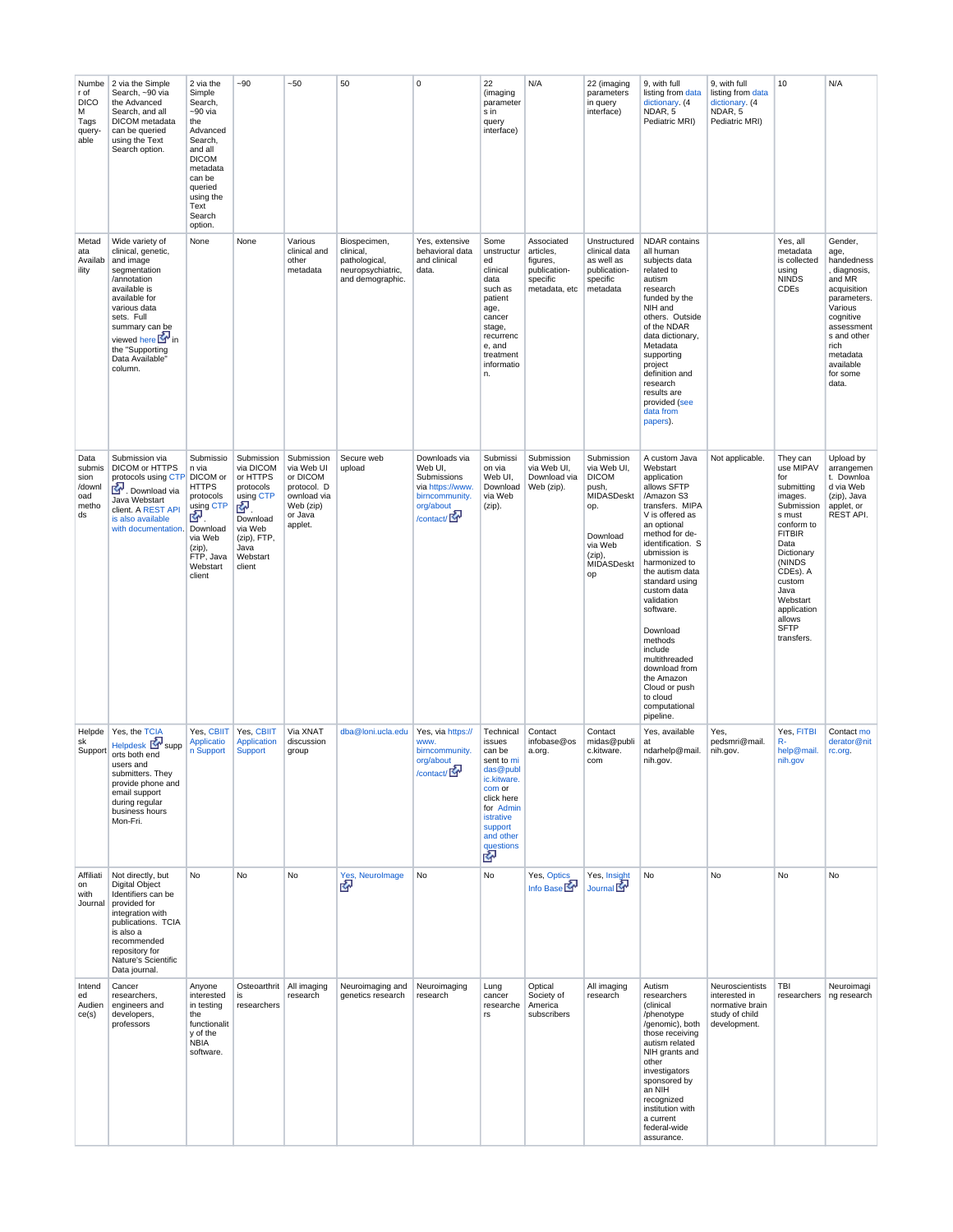| Number of DICOM Tags query-able | 2 via the Simple Search, ~90 via the Advanced Search, and all DICOM metadata can be queried using the Text Search option. | 2 via the Simple Search, ~90 via the Advanced Search, and all DICOM metadata can be queried using the Text Search option. | ~90 | ~50 | 50 | 0 | 22 (imaging parameters in query interface) | N/A | 22 (imaging parameters in query interface) | 9, with full listing from data dictionary. (4 NDAR, 5 Pediatric MRI) | 9, with full listing from data dictionary. (4 NDAR, 5 Pediatric MRI) | 10 | N/A |
|---|---|---|---|---|---|---|---|---|---|---|---|---|---|
| Metadata Availability | Wide variety of clinical, genetic, and image segmentation /annotation available is available for various data sets. Full summary can be viewed here in the "Supporting Data Available" column. | None | None | Various clinical and other metadata | Biospecimen, clinical, pathological, neuropsychiatric, and demographic. | Yes, extensive behavioral data and clinical data. | Some unstructured clinical data such as patient age, cancer stage, recurrence, and treatment information. | Associated articles, figures, publication-specific metadata, etc | Unstructured clinical data as well as publication-specific metadata | NDAR contains all human subjects data related to autism research funded by the NIH and others. Outside of the NDAR data dictionary, Metadata supporting project definition and research results are provided (see data from papers). | | Yes, all metadata is collected using NINDS CDEs | Gender, age, handedness, diagnosis, and MR acquisition parameters. Various cognitive assessments and other rich metadata available for some data. |
| Data submission /download methods | Submission via DICOM or HTTPS protocols using CTP. Download via Java Webstart client. A REST API is also available with documentation. | Submission via DICOM or HTTPS protocols using CTP. Download via Web (zip), FTP, Java Webstart client | Submission via DICOM or HTTPS protocols using CTP. Download via Web (zip), FTP, Java Webstart client | Submission via Web UI or DICOM protocol. Download via Web (zip) or Java applet. | Secure web upload | Downloads via Web UI, Submissions via https://www.birncommunity.org/about/contact/ | Submission via Web UI, Download via Web (zip). | Submission via Web UI, Download via Web (zip). | Submission via Web UI, DICOM push, MIDASDesktop.<br><br>Download via Web (zip), MIDASDesktop | A custom Java Webstart application allows SFTP /Amazon S3 transfers. MIPAV is offered as an optional method for de-identification. Submission is harmonized to the autism data standard using custom data validation software.<br><br>Download methods include multithreaded download from the Amazon Cloud or push to cloud computational pipeline. | Not applicable. | They can use MIPAV for submitting images. Submissions must conform to FITBIR Data Dictionary (NINDS CDEs). A custom Java Webstart application allows SFTP transfers. | Upload by arrangement. Download via Web (zip), Java applet, or REST API. |
| Helpdesk Support | Yes, the TCIA Helpdesk supports both end users and submitters. They provide phone and email support during regular business hours Mon-Fri. | Yes, CBIIT Application Support | Yes, CBIIT Application Support | Via XNAT discussion group | dba@loni.ucla.edu | Yes, via https://www.birncommunity.org/about/contact/ | Technical issues can be sent to midas@public.kitware.com or click here for Administrative support and other questions | Contact infobase@osa.org. | Contact midas@public.kitware.com | Yes, available at ndarhelp@mail.nih.gov. | Yes, pedsmri@mail.nih.gov. | Yes, FITBIR-help@mail.nih.gov | Contact moderator@nitrc.org. |
| Affiliation with Journal | Not directly, but Digital Object Identifiers can be provided for integration with publications. TCIA is also a recommended repository for Nature's Scientific Data journal. | No | No | No | Yes, NeuroImage | No | No | Yes, Optics Info Base | Yes, Insight Journal | No | No | No | No |
| Intended Audience(s) | Cancer researchers, engineers and developers, professors | Anyone interested in testing the functionality of the NBIA software. | Osteoarthritis researchers | All imaging research | Neuroimaging and genetics research | Neuroimaging research | Lung cancer researchers | Optical Society of America subscribers | All imaging research | Autism researchers (clinical /phenotype /genomic), both those receiving autism related NIH grants and other investigators sponsored by an NIH recognized institution with a current federal-wide assurance. | Neuroscientists interested in normative brain study of child development. | TBI researchers | Neuroimaging research |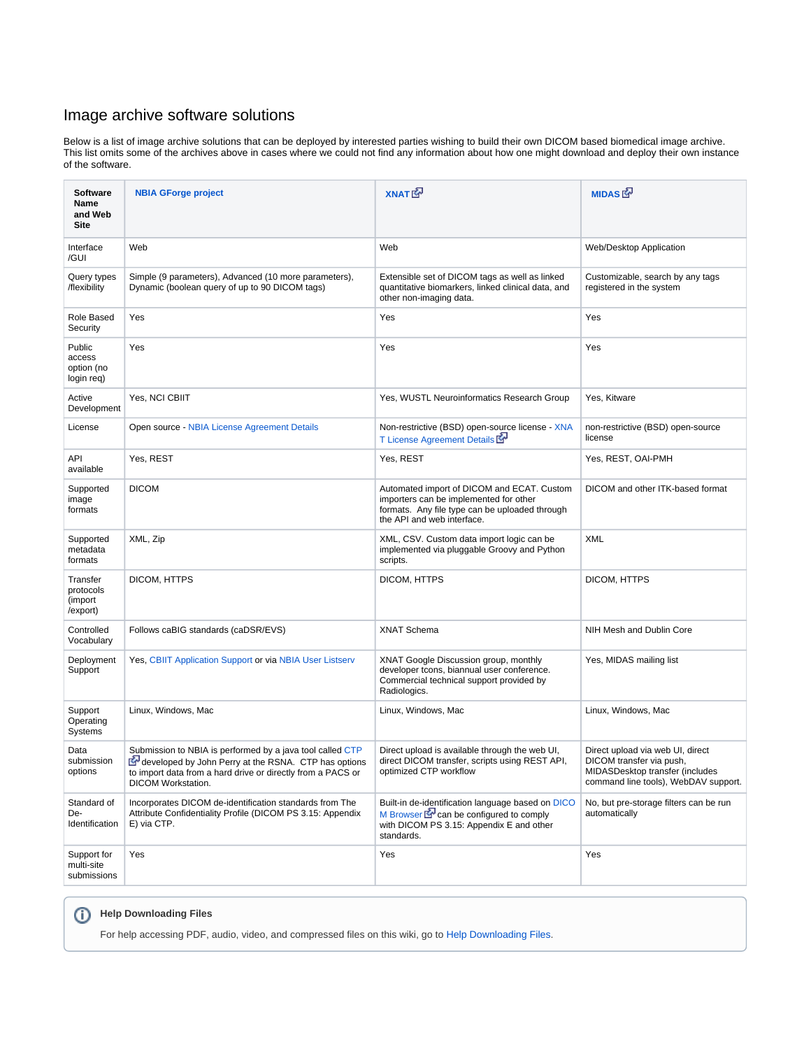## Image archive software solutions

Below is a list of image archive solutions that can be deployed by interested parties wishing to build their own DICOM based biomedical image archive. This list omits some of the archives above in cases where we could not find any information about how one might download and deploy their own instance of the software.

| **Software Name and Web Site** | **NBIA GForge project** | **XNAT** | **MIDAS** |
|---|---|---|---|
| Interface /GUI | Web | Web | Web/Desktop Application |
| Query types /flexibility | Simple (9 parameters), Advanced (10 more parameters), Dynamic (boolean query of up to 90 DICOM tags) | Extensible set of DICOM tags as well as linked quantitative biomarkers, linked clinical data, and other non-imaging data. | Customizable, search by any tags registered in the system |
| Role Based Security | Yes | Yes | Yes |
| Public access option (no login req) | Yes | Yes | Yes |
| Active Development | Yes, NCI CBIIT | Yes, WUSTL Neuroinformatics Research Group | Yes, Kitware |
| License | Open source - NBIA License Agreement Details | Non-restrictive (BSD) open-source license - XNAT License Agreement Details | non-restrictive (BSD) open-source license |
| API available | Yes, REST | Yes, REST | Yes, REST, OAI-PMH |
| Supported image formats | DICOM | Automated import of DICOM and ECAT. Custom importers can be implemented for other formats. Any file type can be uploaded through the API and web interface. | DICOM and other ITK-based format |
| Supported metadata formats | XML, Zip | XML, CSV. Custom data import logic can be implemented via pluggable Groovy and Python scripts. | XML |
| Transfer protocols (import /export) | DICOM, HTTPS | DICOM, HTTPS | DICOM, HTTPS |
| Controlled Vocabulary | Follows caBIG standards (caDSR/EVS) | XNAT Schema | NIH Mesh and Dublin Core |
| Deployment Support | Yes, CBIIT Application Support or via NBIA User Listserv | XNAT Google Discussion group, monthly developer tcons, biannual user conference. Commercial technical support provided by Radiologics. | Yes, MIDAS mailing list |
| Support Operating Systems | Linux, Windows, Mac | Linux, Windows, Mac | Linux, Windows, Mac |
| Data submission options | Submission to NBIA is performed by a java tool called CTP developed by John Perry at the RSNA. CTP has options to import data from a hard drive or directly from a PACS or DICOM Workstation. | Direct upload is available through the web UI, direct DICOM transfer, scripts using REST API, optimized CTP workflow | Direct upload via web UI, direct DICOM transfer via push, MIDASDesktop transfer (includes command line tools), WebDAV support. |
| Standard of De-Identification | Incorporates DICOM de-identification standards from The Attribute Confidentiality Profile (DICOM PS 3.15: Appendix E) via CTP. | Built-in de-identification language based on DICOM Browser can be configured to comply with DICOM PS 3.15: Appendix E and other standards. | No, but pre-storage filters can be run automatically |
| Support for multi-site submissions | Yes | Yes | Yes |

**Help Downloading Files**

For help accessing PDF, audio, video, and compressed files on this wiki, go to Help Downloading Files.